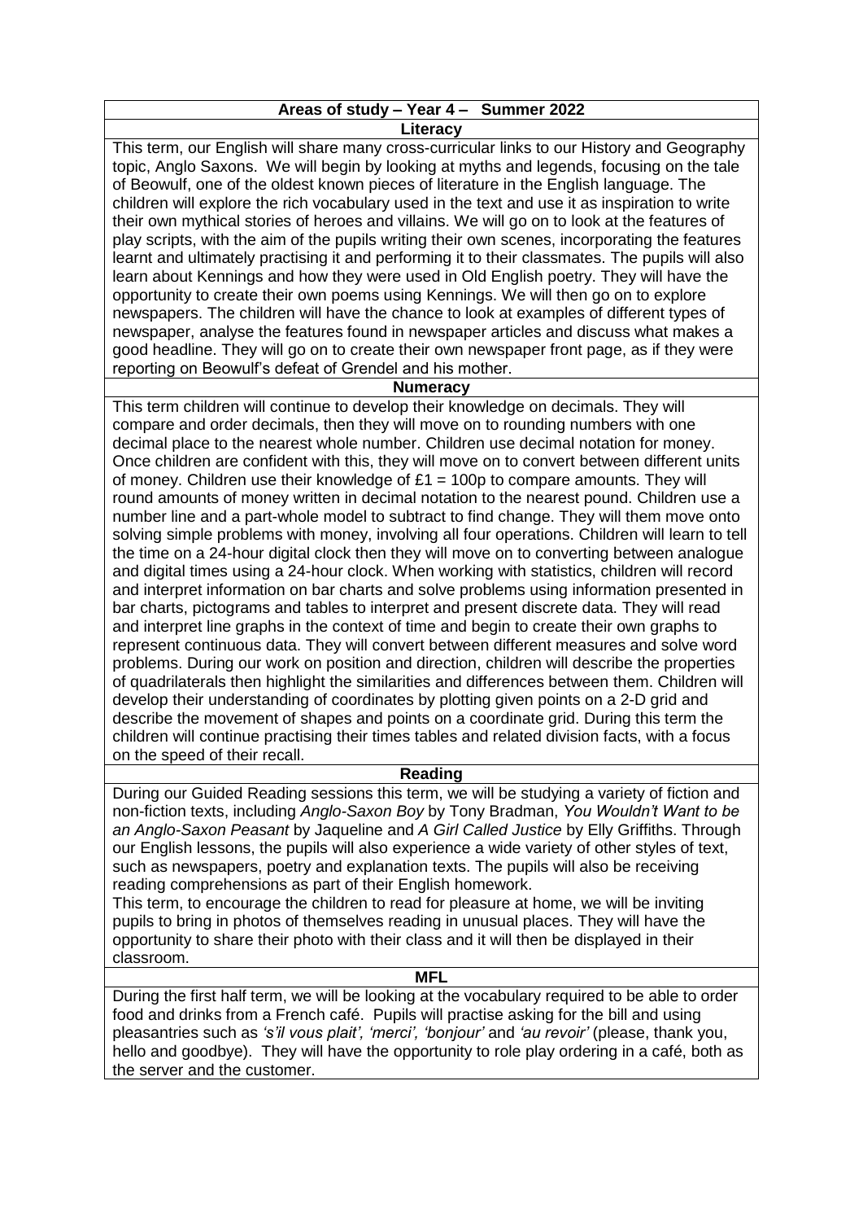# Areas of study – Year 4 – Summer 2022

## Literacy

This term, our English will share many cross-curricular links to our History and Geography topic, Anglo Saxons. We will begin by looking at myths and legends, focusing on the tale of Beowulf, one of the oldest known pieces of literature in the English language. The children will explore the rich vocabulary used in the text and use it as inspiration to write their own mythical stories of heroes and villains. We will go on to look at the features of play scripts, with the aim of the pupils writing their own scenes, incorporating the features learnt and ultimately practising it and performing it to their classmates. The pupils will also learn about Kennings and how they were used in Old English poetry. They will have the opportunity to create their own poems using Kennings. We will then go on to explore newspapers. The children will have the chance to look at examples of different types of newspaper, analyse the features found in newspaper articles and discuss what makes a good headline. They will go on to create their own newspaper front page, as if they were reporting on Beowulf's defeat of Grendel and his mother.

## Numeracy

This term children will continue to develop their knowledge on decimals. They will compare and order decimals, then they will move on to rounding numbers with one decimal place to the nearest whole number. Children use decimal notation for money. Once children are confident with this, they will move on to convert between different units of money. Children use their knowledge of £1 = 100p to compare amounts. They will round amounts of money written in decimal notation to the nearest pound. Children use a number line and a part-whole model to subtract to find change. They will them move onto solving simple problems with money, involving all four operations. Children will learn to tell the time on a 24-hour digital clock then they will move on to converting between analogue and digital times using a 24-hour clock. When working with statistics, children will record and interpret information on bar charts and solve problems using information presented in bar charts, pictograms and tables to interpret and present discrete data. They will read and interpret line graphs in the context of time and begin to create their own graphs to represent continuous data. They will convert between different measures and solve word problems. During our work on position and direction, children will describe the properties of quadrilaterals then highlight the similarities and differences between them. Children will develop their understanding of coordinates by plotting given points on a 2-D grid and describe the movement of shapes and points on a coordinate grid. During this term the children will continue practising their times tables and related division facts, with a focus on the speed of their recall.

## Reading

During our Guided Reading sessions this term, we will be studying a variety of fiction and non-fiction texts, including *Anglo-Saxon Boy* by Tony Bradman, *You Wouldn't Want to be an Anglo-Saxon Peasant* by Jaqueline and *A Girl Called Justice* by Elly Griffiths. Through our English lessons, the pupils will also experience a wide variety of other styles of text, such as newspapers, poetry and explanation texts. The pupils will also be receiving reading comprehensions as part of their English homework.

This term, to encourage the children to read for pleasure at home, we will be inviting pupils to bring in photos of themselves reading in unusual places. They will have the opportunity to share their photo with their class and it will then be displayed in their classroom.

## MFL

During the first half term, we will be looking at the vocabulary required to be able to order food and drinks from a French café. Pupils will practise asking for the bill and using pleasantries such as *'s'il vous plait', 'merci', 'bonjour'* and *'au revoir'* (please, thank you, hello and goodbye). They will have the opportunity to role play ordering in a café, both as the server and the customer.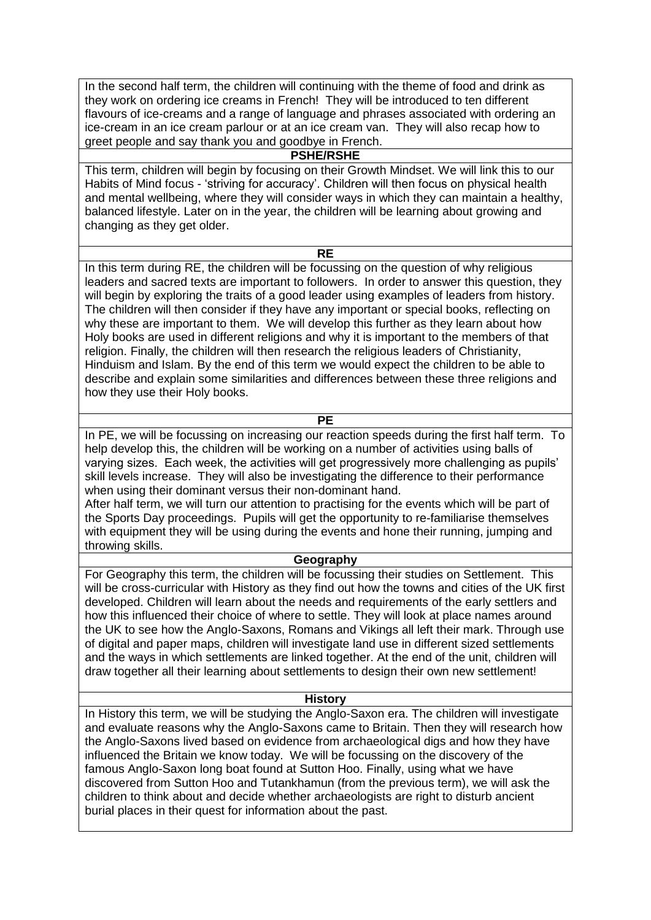In the second half term, the children will continuing with the theme of food and drink as they work on ordering ice creams in French! They will be introduced to ten different flavours of ice-creams and a range of language and phrases associated with ordering an ice-cream in an ice cream parlour or at an ice cream van. They will also recap how to greet people and say thank you and goodbye in French.

## PSHE/RSHE

This term, children will begin by focusing on their Growth Mindset. We will link this to our Habits of Mind focus - 'striving for accuracy'. Children will then focus on physical health and mental wellbeing, where they will consider ways in which they can maintain a healthy, balanced lifestyle. Later on in the year, the children will be learning about growing and changing as they get older.

## RE

In this term during RE, the children will be focussing on the question of why religious leaders and sacred texts are important to followers. In order to answer this question, they will begin by exploring the traits of a good leader using examples of leaders from history. The children will then consider if they have any important or special books, reflecting on why these are important to them. We will develop this further as they learn about how Holy books are used in different religions and why it is important to the members of that religion. Finally, the children will then research the religious leaders of Christianity, Hinduism and Islam. By the end of this term we would expect the children to be able to describe and explain some similarities and differences between these three religions and how they use their Holy books.

## PE

In PE, we will be focussing on increasing our reaction speeds during the first half term. To help develop this, the children will be working on a number of activities using balls of varying sizes. Each week, the activities will get progressively more challenging as pupils' skill levels increase. They will also be investigating the difference to their performance when using their dominant versus their non-dominant hand.

After half term, we will turn our attention to practising for the events which will be part of the Sports Day proceedings. Pupils will get the opportunity to re-familiarise themselves with equipment they will be using during the events and hone their running, jumping and throwing skills.

## Geography

For Geography this term, the children will be focussing their studies on Settlement. This will be cross-curricular with History as they find out how the towns and cities of the UK first developed. Children will learn about the needs and requirements of the early settlers and how this influenced their choice of where to settle. They will look at place names around the UK to see how the Anglo-Saxons, Romans and Vikings all left their mark. Through use of digital and paper maps, children will investigate land use in different sized settlements and the ways in which settlements are linked together. At the end of the unit, children will draw together all their learning about settlements to design their own new settlement!

## History

In History this term, we will be studying the Anglo-Saxon era. The children will investigate and evaluate reasons why the Anglo-Saxons came to Britain. Then they will research how the Anglo-Saxons lived based on evidence from archaeological digs and how they have influenced the Britain we know today. We will be focussing on the discovery of the famous Anglo-Saxon long boat found at Sutton Hoo. Finally, using what we have discovered from Sutton Hoo and Tutankhamun (from the previous term), we will ask the children to think about and decide whether archaeologists are right to disturb ancient burial places in their quest for information about the past.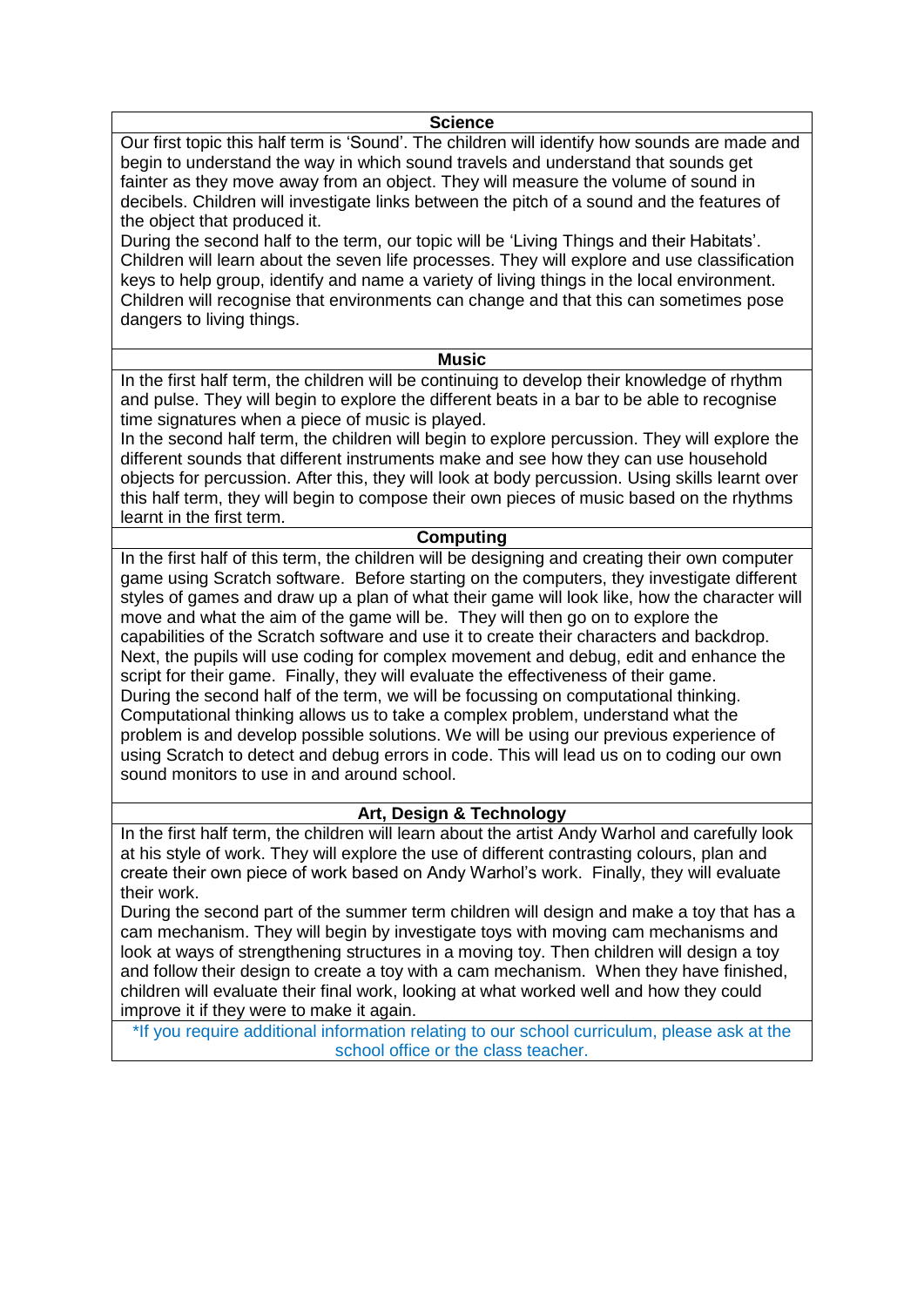## Science

Our first topic this half term is 'Sound'. The children will identify how sounds are made and begin to understand the way in which sound travels and understand that sounds get fainter as they move away from an object. They will measure the volume of sound in decibels. Children will investigate links between the pitch of a sound and the features of the object that produced it.

During the second half to the term, our topic will be 'Living Things and their Habitats'. Children will learn about the seven life processes. They will explore and use classification keys to help group, identify and name a variety of living things in the local environment. Children will recognise that environments can change and that this can sometimes pose dangers to living things.

## Music

In the first half term, the children will be continuing to develop their knowledge of rhythm and pulse. They will begin to explore the different beats in a bar to be able to recognise time signatures when a piece of music is played.

In the second half term, the children will begin to explore percussion. They will explore the different sounds that different instruments make and see how they can use household objects for percussion. After this, they will look at body percussion. Using skills learnt over this half term, they will begin to compose their own pieces of music based on the rhythms learnt in the first term.

## Computing

In the first half of this term, the children will be designing and creating their own computer game using Scratch software. Before starting on the computers, they investigate different styles of games and draw up a plan of what their game will look like, how the character will move and what the aim of the game will be. They will then go on to explore the capabilities of the Scratch software and use it to create their characters and backdrop. Next, the pupils will use coding for complex movement and debug, edit and enhance the script for their game. Finally, they will evaluate the effectiveness of their game.

During the second half of the term, we will be focussing on computational thinking. Computational thinking allows us to take a complex problem, understand what the problem is and develop possible solutions. We will be using our previous experience of using Scratch to detect and debug errors in code. This will lead us on to coding our own sound monitors to use in and around school.

## Art, Design & Technology

In the first half term, the children will learn about the artist Andy Warhol and carefully look at his style of work. They will explore the use of different contrasting colours, plan and create their own piece of work based on Andy Warhol's work. Finally, they will evaluate their work.

During the second part of the summer term children will design and make a toy that has a cam mechanism. They will begin by investigate toys with moving cam mechanisms and look at ways of strengthening structures in a moving toy. Then children will design a toy and follow their design to create a toy with a cam mechanism. When they have finished, children will evaluate their final work, looking at what worked well and how they could improve it if they were to make it again.

*If you require additional information relating to our school curriculum, please ask at the school office or the class teacher.